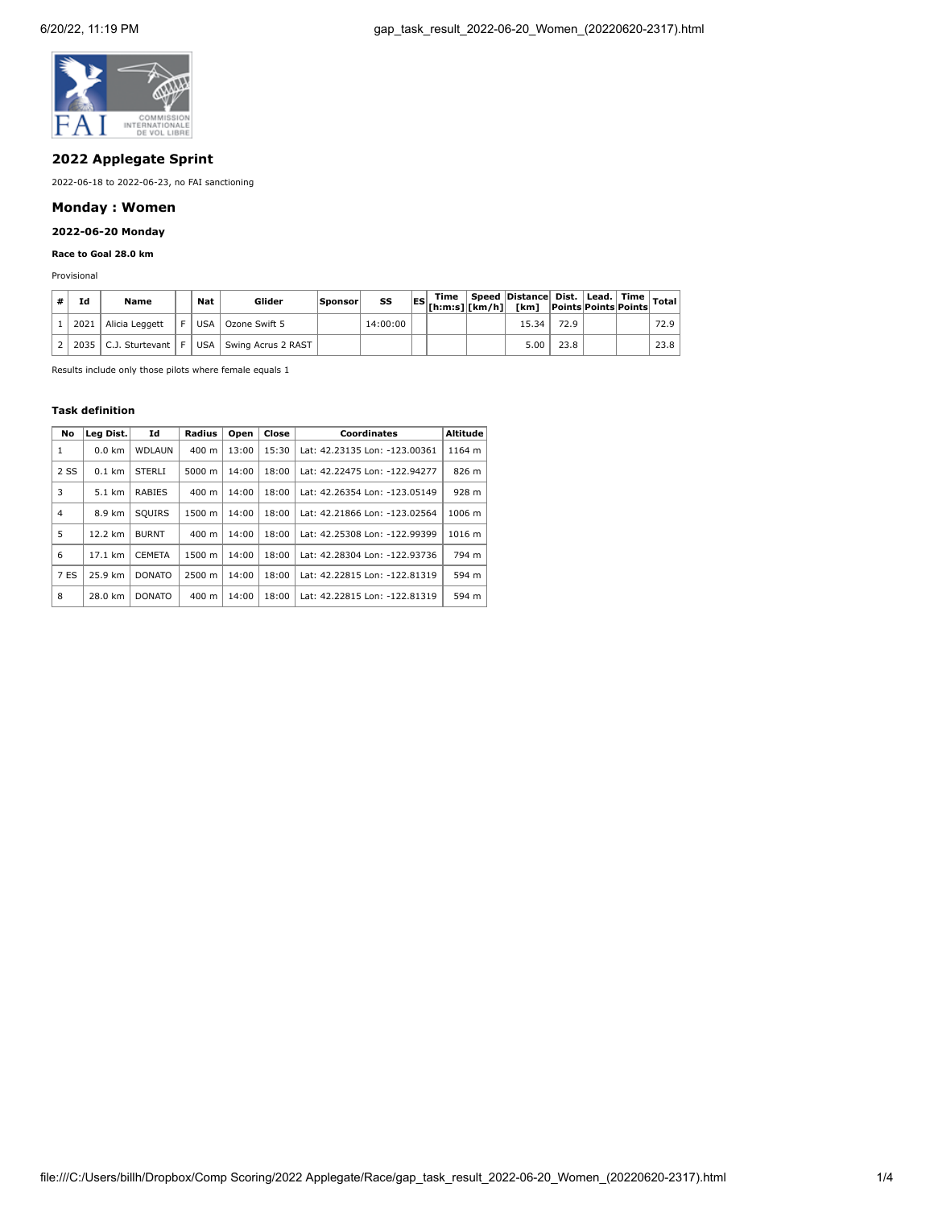## 2022 Applegate Sprint

2022-06-18 to 2022-06-23, no FAI sanctioning

## Monday : Women

### 2022-06-20 Monday

#### Race to Goal 28.0 km

Provisional

| # | Id | Name | | Nat | Glider | Sponsor | SS | ES | Time [h:m:s] | Speed [km/h] | Distance [km] | Dist. Points | Lead. Points | Time Points | Total |
|---|---|---|---|---|---|---|---|---|---|---|---|---|---|---|---|
| 1 | 2021 | Alicia Leggett | F | USA | Ozone Swift 5 | | 14:00:00 | | | | 15.34 | 72.9 | | | 72.9 |
| 2 | 2035 | C.J. Sturtevant | F | USA | Swing Acrus 2 RAST | | | | | | 5.00 | 23.8 | | | 23.8 |

Results include only those pilots where female equals 1

#### Task definition

| No | Leg Dist. | Id | Radius | Open | Close | Coordinates | Altitude |
|---|---|---|---|---|---|---|---|
| 1 | 0.0 km | WDLAUN | 400 m | 13:00 | 15:30 | Lat: 42.23135 Lon: -123.00361 | 1164 m |
| 2 SS | 0.1 km | STERLI | 5000 m | 14:00 | 18:00 | Lat: 42.22475 Lon: -122.94277 | 826 m |
| 3 | 5.1 km | RABIES | 400 m | 14:00 | 18:00 | Lat: 42.26354 Lon: -123.05149 | 928 m |
| 4 | 8.9 km | SQUIRS | 1500 m | 14:00 | 18:00 | Lat: 42.21866 Lon: -123.02564 | 1006 m |
| 5 | 12.2 km | BURNT | 400 m | 14:00 | 18:00 | Lat: 42.25308 Lon: -122.99399 | 1016 m |
| 6 | 17.1 km | CEMETA | 1500 m | 14:00 | 18:00 | Lat: 42.28304 Lon: -122.93736 | 794 m |
| 7 ES | 25.9 km | DONATO | 2500 m | 14:00 | 18:00 | Lat: 42.22815 Lon: -122.81319 | 594 m |
| 8 | 28.0 km | DONATO | 400 m | 14:00 | 18:00 | Lat: 42.22815 Lon: -122.81319 | 594 m |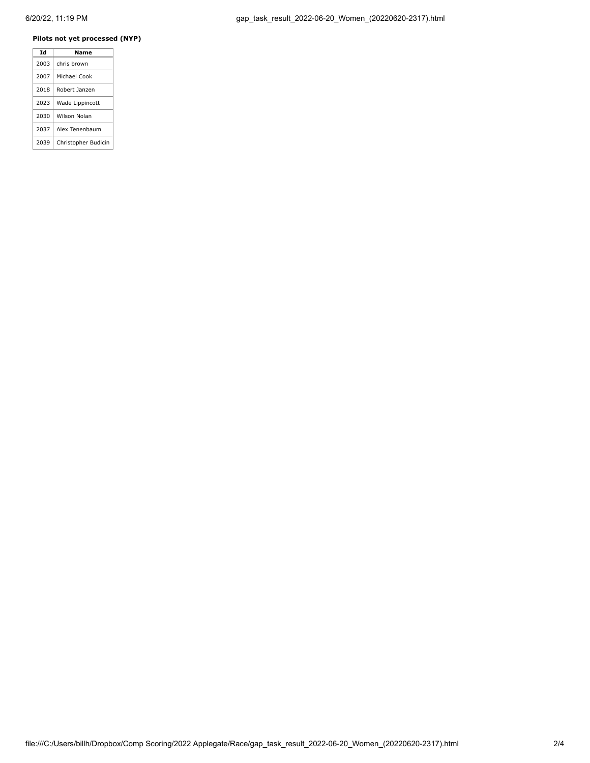**Pilots not yet processed (NYP)**

| Id | Name |
|---|---|
| 2003 | chris brown |
| 2007 | Michael Cook |
| 2018 | Robert Janzen |
| 2023 | Wade Lippincott |
| 2030 | Wilson Nolan |
| 2037 | Alex Tenenbaum |
| 2039 | Christopher Budicin |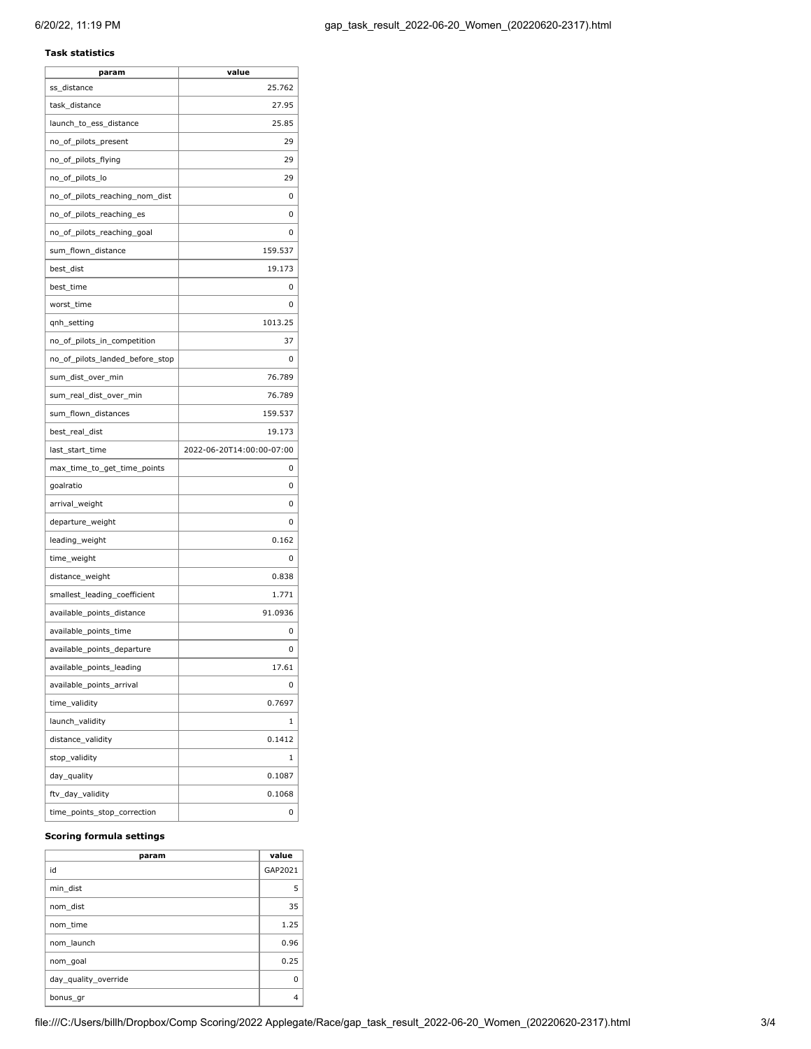**Task statistics**

| param | value |
| --- | --- |
| ss_distance | 25.762 |
| task_distance | 27.95 |
| launch_to_ess_distance | 25.85 |
| no_of_pilots_present | 29 |
| no_of_pilots_flying | 29 |
| no_of_pilots_lo | 29 |
| no_of_pilots_reaching_nom_dist | 0 |
| no_of_pilots_reaching_es | 0 |
| no_of_pilots_reaching_goal | 0 |
| sum_flown_distance | 159.537 |
| best_dist | 19.173 |
| best_time | 0 |
| worst_time | 0 |
| qnh_setting | 1013.25 |
| no_of_pilots_in_competition | 37 |
| no_of_pilots_landed_before_stop | 0 |
| sum_dist_over_min | 76.789 |
| sum_real_dist_over_min | 76.789 |
| sum_flown_distances | 159.537 |
| best_real_dist | 19.173 |
| last_start_time | 2022-06-20T14:00:00-07:00 |
| max_time_to_get_time_points | 0 |
| goalratio | 0 |
| arrival_weight | 0 |
| departure_weight | 0 |
| leading_weight | 0.162 |
| time_weight | 0 |
| distance_weight | 0.838 |
| smallest_leading_coefficient | 1.771 |
| available_points_distance | 91.0936 |
| available_points_time | 0 |
| available_points_departure | 0 |
| available_points_leading | 17.61 |
| available_points_arrival | 0 |
| time_validity | 0.7697 |
| launch_validity | 1 |
| distance_validity | 0.1412 |
| stop_validity | 1 |
| day_quality | 0.1087 |
| ftv_day_validity | 0.1068 |
| time_points_stop_correction | 0 |

**Scoring formula settings**

| param | value |
| --- | --- |
| id | GAP2021 |
| min_dist | 5 |
| nom_dist | 35 |
| nom_time | 1.25 |
| nom_launch | 0.96 |
| nom_goal | 0.25 |
| day_quality_override | 0 |
| bonus_gr | 4 |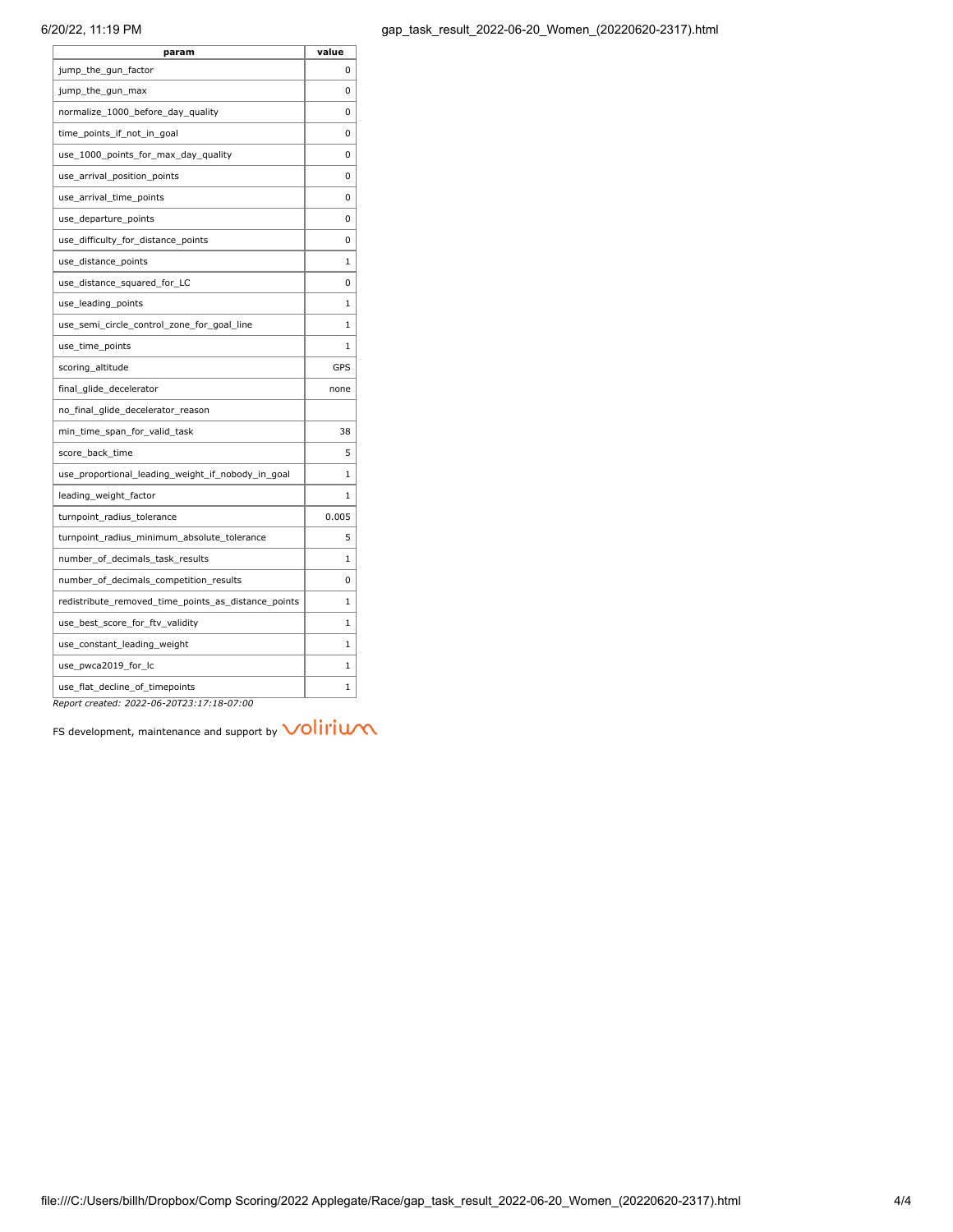| param | value |
| --- | --- |
| jump_the_gun_factor | 0 |
| jump_the_gun_max | 0 |
| normalize_1000_before_day_quality | 0 |
| time_points_if_not_in_goal | 0 |
| use_1000_points_for_max_day_quality | 0 |
| use_arrival_position_points | 0 |
| use_arrival_time_points | 0 |
| use_departure_points | 0 |
| use_difficulty_for_distance_points | 0 |
| use_distance_points | 1 |
| use_distance_squared_for_LC | 0 |
| use_leading_points | 1 |
| use_semi_circle_control_zone_for_goal_line | 1 |
| use_time_points | 1 |
| scoring_altitude | GPS |
| final_glide_decelerator | none |
| no_final_glide_decelerator_reason | |
| min_time_span_for_valid_task | 38 |
| score_back_time | 5 |
| use_proportional_leading_weight_if_nobody_in_goal | 1 |
| leading_weight_factor | 1 |
| turnpoint_radius_tolerance | 0.005 |
| turnpoint_radius_minimum_absolute_tolerance | 5 |
| number_of_decimals_task_results | 1 |
| number_of_decimals_competition_results | 0 |
| redistribute_removed_time_points_as_distance_points | 1 |
| use_best_score_for_ftv_validity | 1 |
| use_constant_leading_weight | 1 |
| use_pwca2019_for_lc | 1 |
| use_flat_decline_of_timepoints | 1 |

*Report created: 2022-06-20T23:17:18-07:00*

FS development, maintenance and support by volirium